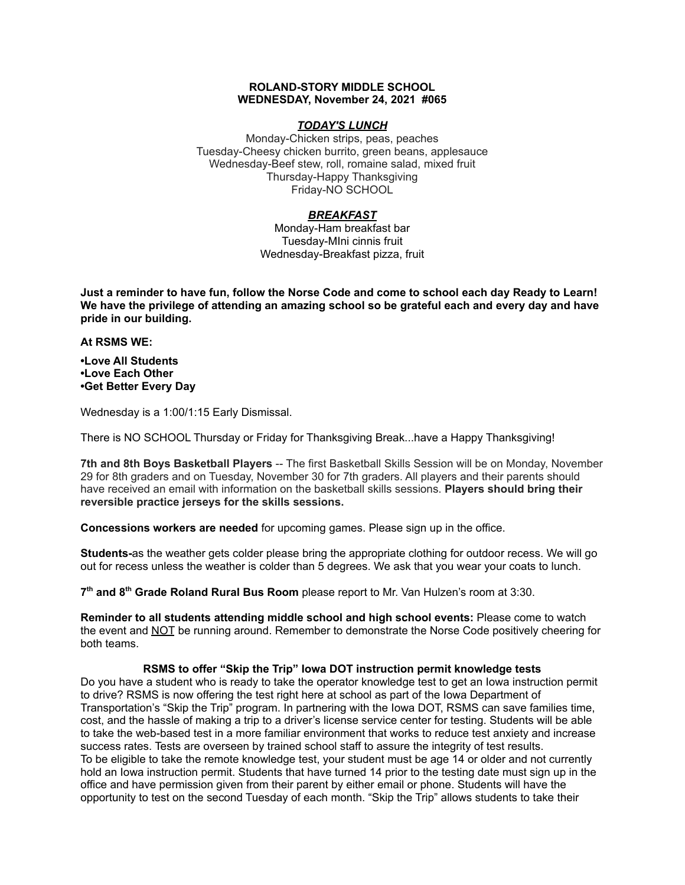**ROLAND-STORY MIDDLE SCHOOL**
**WEDNESDAY, November 24, 2021 #065**

***TODAY'S LUNCH***

Monday-Chicken strips, peas, peaches
Tuesday-Cheesy chicken burrito, green beans, applesauce
Wednesday-Beef stew, roll, romaine salad, mixed fruit
Thursday-Happy Thanksgiving
Friday-NO SCHOOL

***BREAKFAST***

Monday-Ham breakfast bar
Tuesday-MIni cinnis fruit
Wednesday-Breakfast pizza, fruit

**Just a reminder to have fun, follow the Norse Code and come to school each day Ready to Learn! We have the privilege of attending an amazing school so be grateful each and every day and have pride in our building.**

**At RSMS WE:**

**•Love All Students**
**•Love Each Other**
**•Get Better Every Day**

Wednesday is a 1:00/1:15 Early Dismissal.

There is NO SCHOOL Thursday or Friday for Thanksgiving Break...have a Happy Thanksgiving!

**7th and 8th Boys Basketball Players** -- The first Basketball Skills Session will be on Monday, November 29 for 8th graders and on Tuesday, November 30 for 7th graders. All players and their parents should have received an email with information on the basketball skills sessions. **Players should bring their reversible practice jerseys for the skills sessions.**

**Concessions workers are needed** for upcoming games. Please sign up in the office.

**Students-**as the weather gets colder please bring the appropriate clothing for outdoor recess. We will go out for recess unless the weather is colder than 5 degrees. We ask that you wear your coats to lunch.

**7th and 8th Grade Roland Rural Bus Room** please report to Mr. Van Hulzen's room at 3:30.

**Reminder to all students attending middle school and high school events:** Please come to watch the event and NOT be running around. Remember to demonstrate the Norse Code positively cheering for both teams.

**RSMS to offer "Skip the Trip" Iowa DOT instruction permit knowledge tests**

Do you have a student who is ready to take the operator knowledge test to get an Iowa instruction permit to drive? RSMS is now offering the test right here at school as part of the Iowa Department of Transportation's "Skip the Trip" program. In partnering with the Iowa DOT, RSMS can save families time, cost, and the hassle of making a trip to a driver's license service center for testing. Students will be able to take the web-based test in a more familiar environment that works to reduce test anxiety and increase success rates. Tests are overseen by trained school staff to assure the integrity of test results.
To be eligible to take the remote knowledge test, your student must be age 14 or older and not currently hold an Iowa instruction permit. Students that have turned 14 prior to the testing date must sign up in the office and have permission given from their parent by either email or phone. Students will have the opportunity to test on the second Tuesday of each month. "Skip the Trip" allows students to take their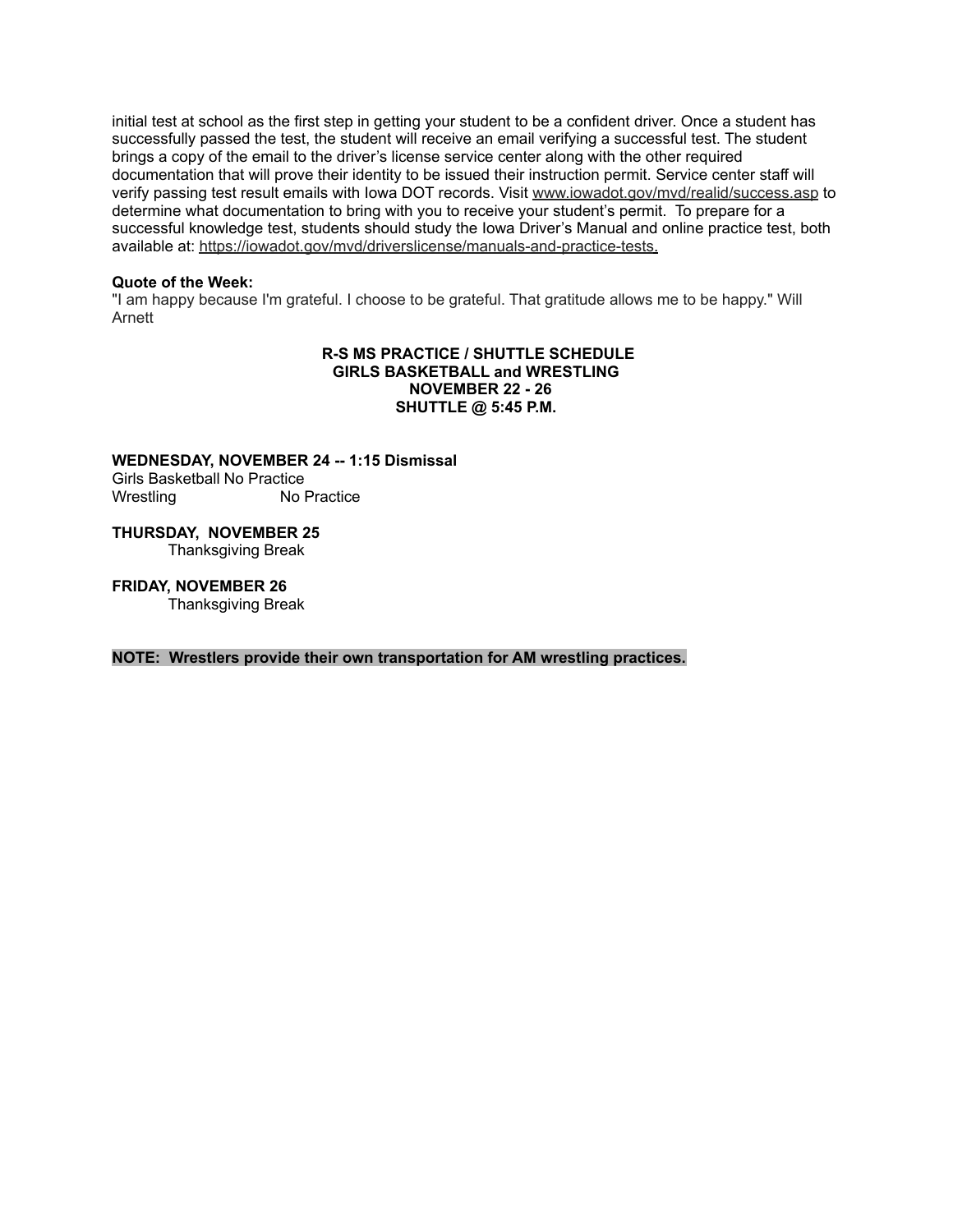initial test at school as the first step in getting your student to be a confident driver. Once a student has successfully passed the test, the student will receive an email verifying a successful test. The student brings a copy of the email to the driver's license service center along with the other required documentation that will prove their identity to be issued their instruction permit. Service center staff will verify passing test result emails with Iowa DOT records. Visit www.iowadot.gov/mvd/realid/success.asp to determine what documentation to bring with you to receive your student's permit. To prepare for a successful knowledge test, students should study the Iowa Driver's Manual and online practice test, both available at: https://iowadot.gov/mvd/driverslicense/manuals-and-practice-tests.

**Quote of the Week:**
"I am happy because I'm grateful. I choose to be grateful. That gratitude allows me to be happy." Will Arnett

**R-S MS PRACTICE / SHUTTLE SCHEDULE**
**GIRLS BASKETBALL and WRESTLING**
**NOVEMBER 22 - 26**
**SHUTTLE @ 5:45 P.M.**

**WEDNESDAY, NOVEMBER 24 -- 1:15 Dismissal**
Girls Basketball No Practice
Wrestling No Practice

**THURSDAY, NOVEMBER 25**
Thanksgiving Break

**FRIDAY, NOVEMBER 26**
Thanksgiving Break

**NOTE: Wrestlers provide their own transportation for AM wrestling practices.**